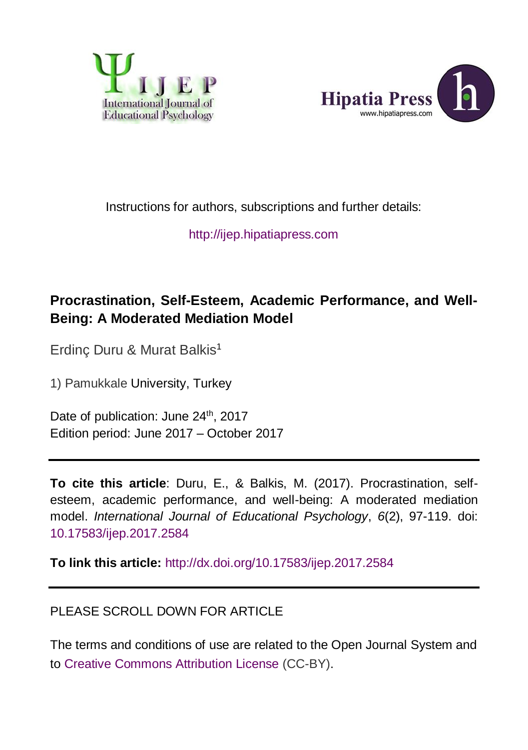Instructions for authors, subscriptions and further details:

http://ijep.hipatiapress.com

# Procrastination, Self-Esteem, Academic Performance, and Well-Being: A Moderated Mediation Model

Erdinç Duru & Murat Balkis[1]

1) Pamukkale University, Turkey

Date of publication: June 24th, 2017
Edition period: June 2017 – October 2017

---

**To cite this article**: Duru, E., & Balkis, M. (2017). Procrastination, self-esteem, academic performance, and well-being: A moderated mediation model. *International Journal of Educational Psychology*, *6*(2), 97-119. doi: 10.17583/ijep.2017.2584

**To link this article:** http://dx.doi.org/10.17583/ijep.2017.2584

---

PLEASE SCROLL DOWN FOR ARTICLE

The terms and conditions of use are related to the Open Journal System and to Creative Commons Attribution License (CC-BY).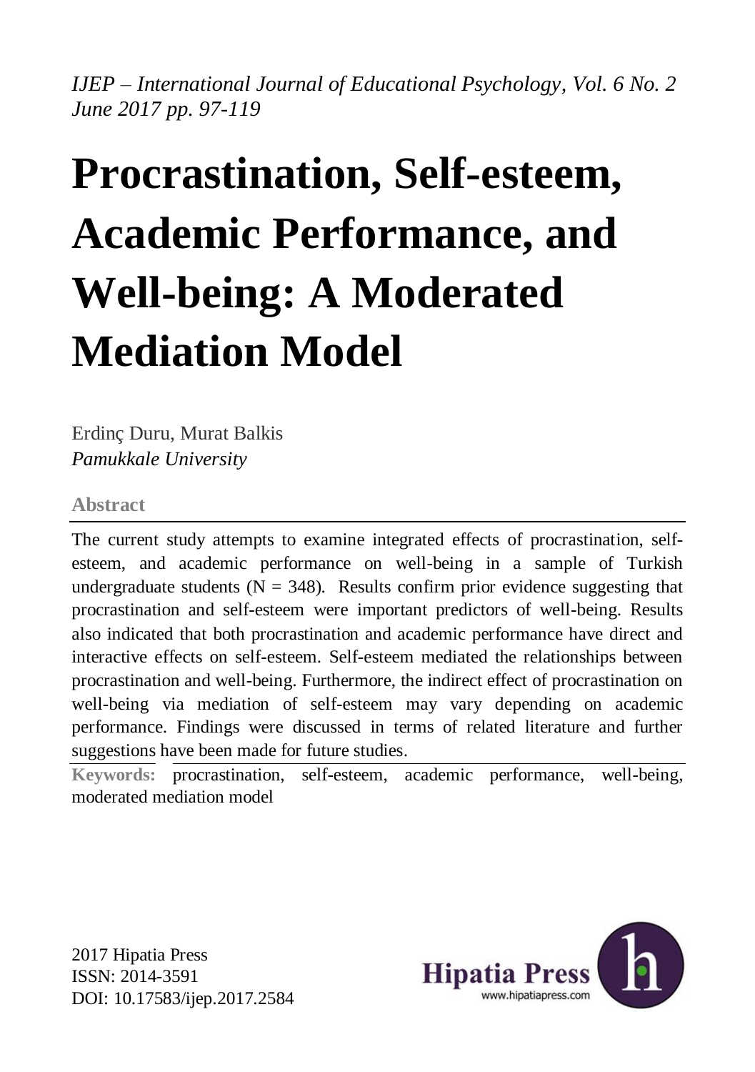*IJEP – International Journal of Educational Psychology, Vol. 6 No. 2 June 2017 pp. 97-119*

# Procrastination, Self-esteem, Academic Performance, and Well-being: A Moderated Mediation Model

Erdinç Duru, Murat Balkis
*Pamukkale University*

## Abstract

The current study attempts to examine integrated effects of procrastination, self-esteem, and academic performance on well-being in a sample of Turkish undergraduate students ($N = 348$). Results confirm prior evidence suggesting that procrastination and self-esteem were important predictors of well-being. Results also indicated that both procrastination and academic performance have direct and interactive effects on self-esteem. Self-esteem mediated the relationships between procrastination and well-being. Furthermore, the indirect effect of procrastination on well-being via mediation of self-esteem may vary depending on academic performance. Findings were discussed in terms of related literature and further suggestions have been made for future studies.

**Keywords:** procrastination, self-esteem, academic performance, well-being, moderated mediation model

2017 Hipatia Press
ISSN: 2014-3591
DOI: 10.17583/ijep.2017.2584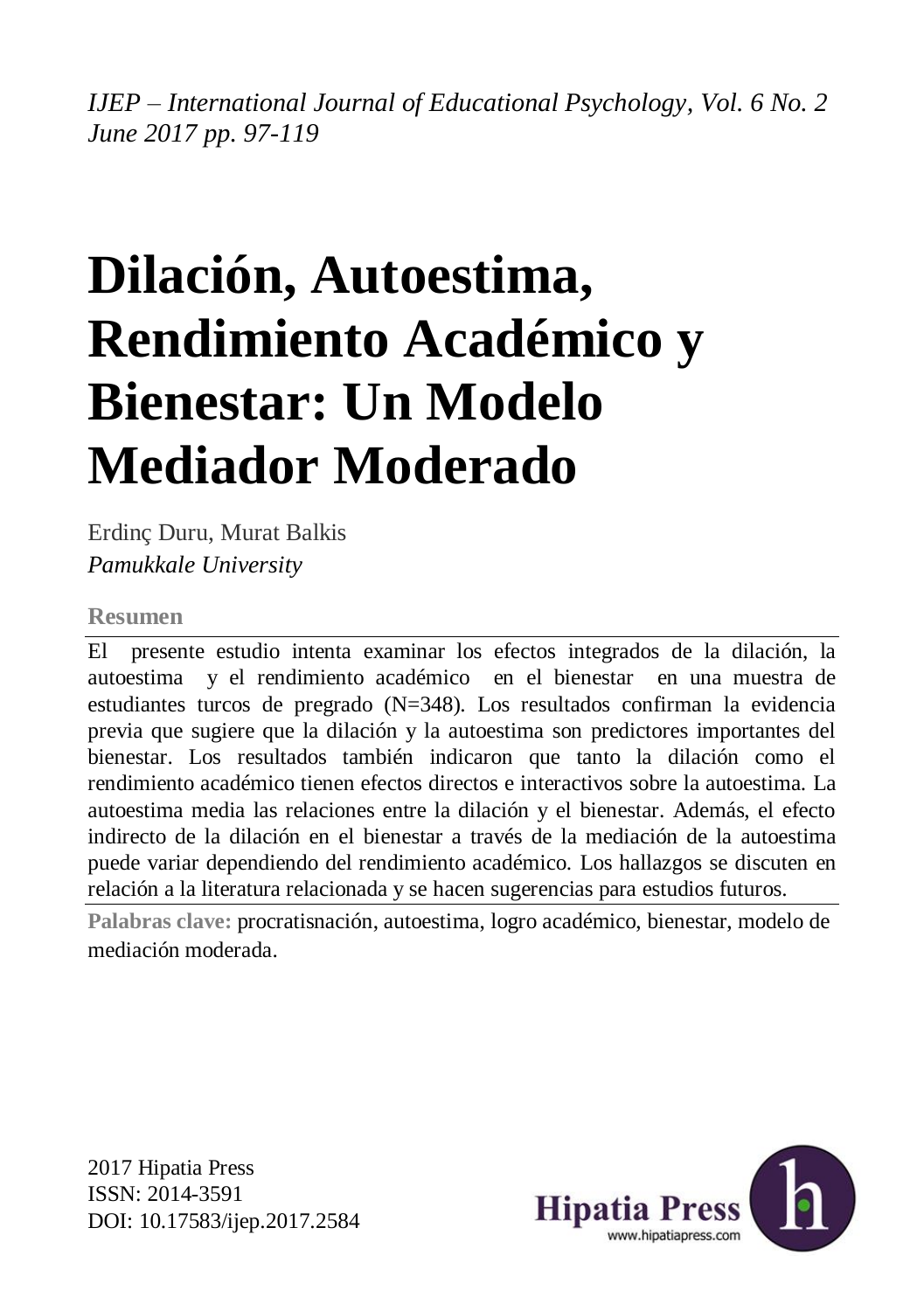# Dilación, Autoestima, Rendimiento Académico y Bienestar: Un Modelo Mediador Moderado

Erdinç Duru, Murat Balkis

*Pamukkale University*

**Resumen**

El presente estudio intenta examinar los efectos integrados de la dilación, la autoestima y el rendimiento académico en el bienestar en una muestra de estudiantes turcos de pregrado (N=348). Los resultados confirman la evidencia previa que sugiere que la dilación y la autoestima son predictores importantes del bienestar. Los resultados también indicaron que tanto la dilación como el rendimiento académico tienen efectos directos e interactivos sobre la autoestima. La autoestima media las relaciones entre la dilación y el bienestar. Además, el efecto indirecto de la dilación en el bienestar a través de la mediación de la autoestima puede variar dependiendo del rendimiento académico. Los hallazgos se discuten en relación a la literatura relacionada y se hacen sugerencias para estudios futuros.

**Palabras clave:** procratisnación, autoestima, logro académico, bienestar, modelo de mediación moderada.

2017 Hipatia Press
ISSN: 2014-3591
DOI: 10.17583/ijep.2017.2584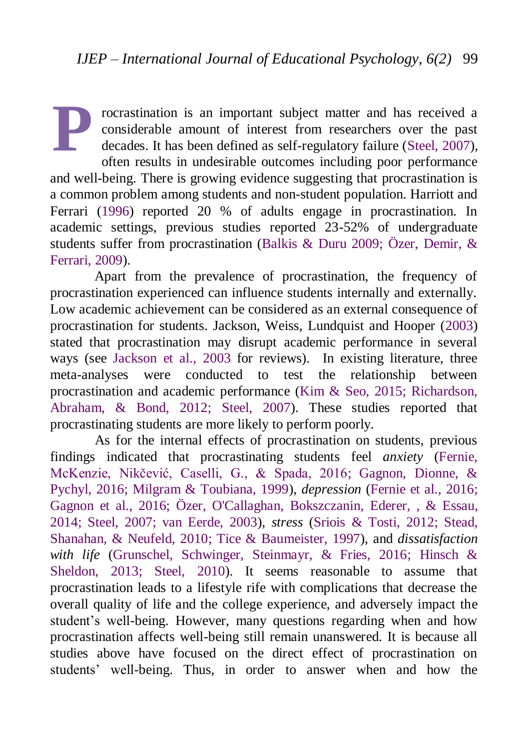Procrastination is an important subject matter and has received a considerable amount of interest from researchers over the past decades. It has been defined as self-regulatory failure (Steel, 2007), often results in undesirable outcomes including poor performance and well-being. There is growing evidence suggesting that procrastination is a common problem among students and non-student population. Harriott and Ferrari (1996) reported 20 % of adults engage in procrastination. In academic settings, previous studies reported 23-52% of undergraduate students suffer from procrastination (Balkis & Duru 2009; Özer, Demir, & Ferrari, 2009).

Apart from the prevalence of procrastination, the frequency of procrastination experienced can influence students internally and externally. Low academic achievement can be considered as an external consequence of procrastination for students. Jackson, Weiss, Lundquist and Hooper (2003) stated that procrastination may disrupt academic performance in several ways (see Jackson et al., 2003 for reviews). In existing literature, three meta-analyses were conducted to test the relationship between procrastination and academic performance (Kim & Seo, 2015; Richardson, Abraham, & Bond, 2012; Steel, 2007). These studies reported that procrastinating students are more likely to perform poorly.

As for the internal effects of procrastination on students, previous findings indicated that procrastinating students feel *anxiety* (Fernie, McKenzie, Nikčević, Caselli, G., & Spada, 2016; Gagnon, Dionne, & Pychyl, 2016; Milgram & Toubiana, 1999), *depression* (Fernie et al., 2016; Gagnon et al., 2016; Özer, O'Callaghan, Bokszczanin, Ederer, , & Essau, 2014; Steel, 2007; van Eerde, 2003), *stress* (Sriois & Tosti, 2012; Stead, Shanahan, & Neufeld, 2010; Tice & Baumeister, 1997), and *dissatisfaction with life* (Grunschel, Schwinger, Steinmayr, & Fries, 2016; Hinsch & Sheldon, 2013; Steel, 2010). It seems reasonable to assume that procrastination leads to a lifestyle rife with complications that decrease the overall quality of life and the college experience, and adversely impact the student's well-being. However, many questions regarding when and how procrastination affects well-being still remain unanswered. It is because all studies above have focused on the direct effect of procrastination on students' well-being. Thus, in order to answer when and how the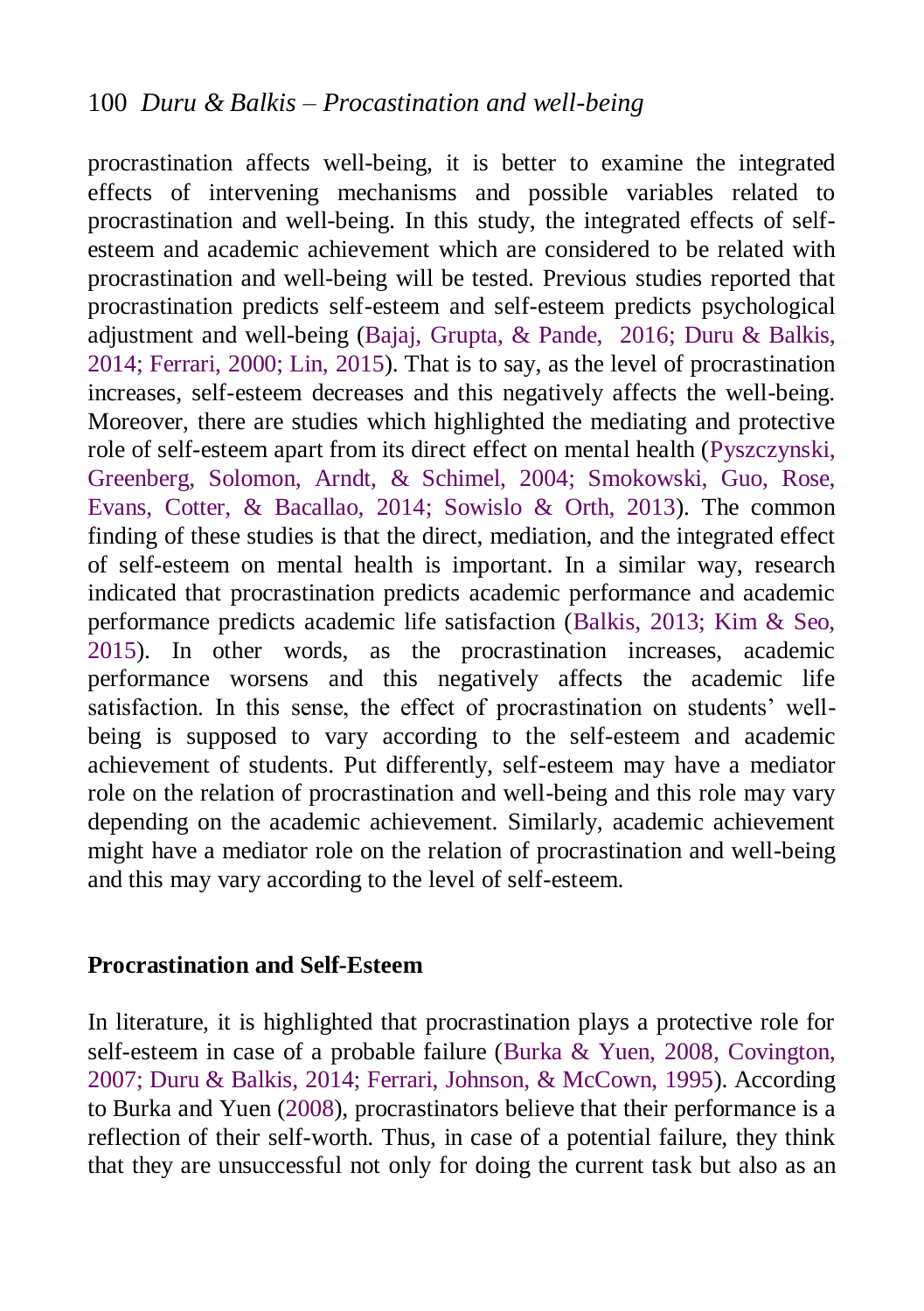procrastination affects well-being, it is better to examine the integrated effects of intervening mechanisms and possible variables related to procrastination and well-being. In this study, the integrated effects of self-esteem and academic achievement which are considered to be related with procrastination and well-being will be tested. Previous studies reported that procrastination predicts self-esteem and self-esteem predicts psychological adjustment and well-being (Bajaj, Grupta, & Pande, 2016; Duru & Balkis, 2014; Ferrari, 2000; Lin, 2015). That is to say, as the level of procrastination increases, self-esteem decreases and this negatively affects the well-being. Moreover, there are studies which highlighted the mediating and protective role of self-esteem apart from its direct effect on mental health (Pyszczynski, Greenberg, Solomon, Arndt, & Schimel, 2004; Smokowski, Guo, Rose, Evans, Cotter, & Bacallao, 2014; Sowislo & Orth, 2013). The common finding of these studies is that the direct, mediation, and the integrated effect of self-esteem on mental health is important. In a similar way, research indicated that procrastination predicts academic performance and academic performance predicts academic life satisfaction (Balkis, 2013; Kim & Seo, 2015). In other words, as the procrastination increases, academic performance worsens and this negatively affects the academic life satisfaction. In this sense, the effect of procrastination on students' well-being is supposed to vary according to the self-esteem and academic achievement of students. Put differently, self-esteem may have a mediator role on the relation of procrastination and well-being and this role may vary depending on the academic achievement. Similarly, academic achievement might have a mediator role on the relation of procrastination and well-being and this may vary according to the level of self-esteem.

## Procrastination and Self-Esteem

In literature, it is highlighted that procrastination plays a protective role for self-esteem in case of a probable failure (Burka & Yuen, 2008, Covington, 2007; Duru & Balkis, 2014; Ferrari, Johnson, & McCown, 1995). According to Burka and Yuen (2008), procrastinators believe that their performance is a reflection of their self-worth. Thus, in case of a potential failure, they think that they are unsuccessful not only for doing the current task but also as an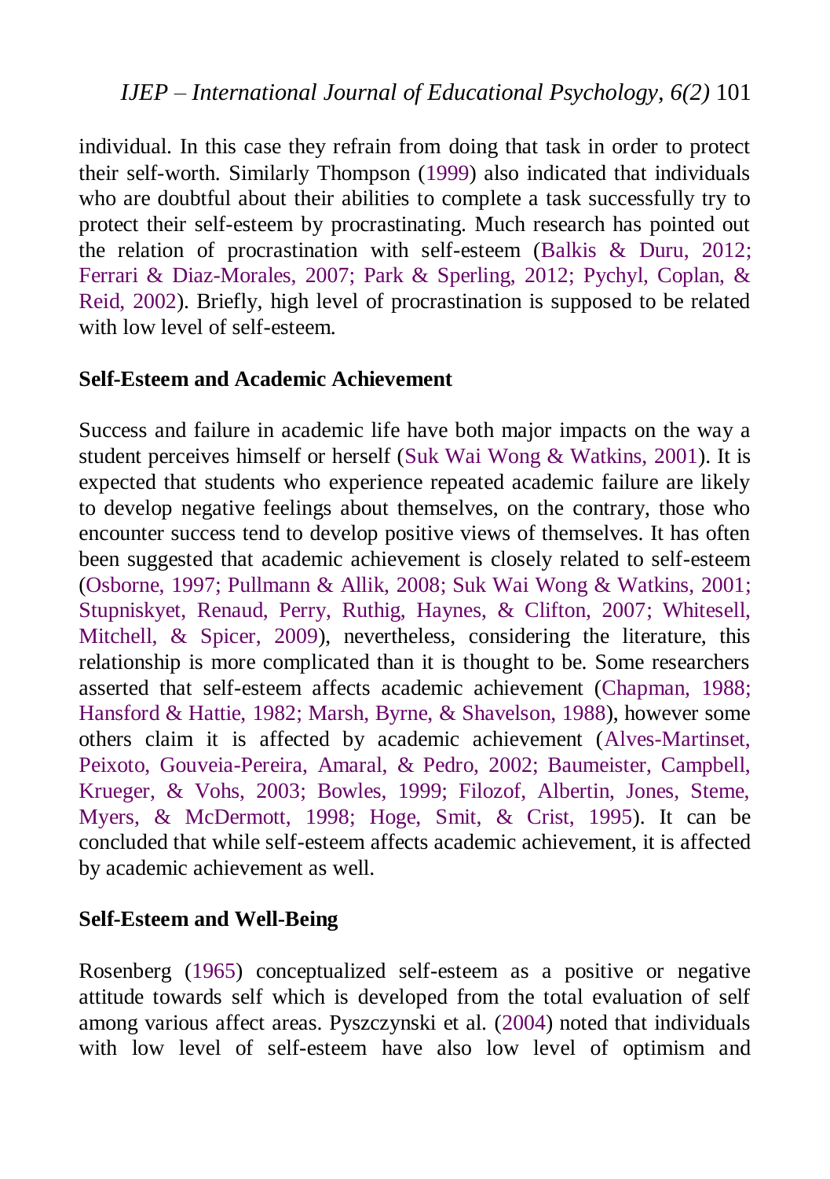individual. In this case they refrain from doing that task in order to protect their self-worth. Similarly Thompson (1999) also indicated that individuals who are doubtful about their abilities to complete a task successfully try to protect their self-esteem by procrastinating. Much research has pointed out the relation of procrastination with self-esteem (Balkis & Duru, 2012; Ferrari & Diaz-Morales, 2007; Park & Sperling, 2012; Pychyl, Coplan, & Reid, 2002). Briefly, high level of procrastination is supposed to be related with low level of self-esteem.

**Self-Esteem and Academic Achievement**

Success and failure in academic life have both major impacts on the way a student perceives himself or herself (Suk Wai Wong & Watkins, 2001). It is expected that students who experience repeated academic failure are likely to develop negative feelings about themselves, on the contrary, those who encounter success tend to develop positive views of themselves. It has often been suggested that academic achievement is closely related to self-esteem (Osborne, 1997; Pullmann & Allik, 2008; Suk Wai Wong & Watkins, 2001; Stupniskyet, Renaud, Perry, Ruthig, Haynes, & Clifton, 2007; Whitesell, Mitchell, & Spicer, 2009), nevertheless, considering the literature, this relationship is more complicated than it is thought to be. Some researchers asserted that self-esteem affects academic achievement (Chapman, 1988; Hansford & Hattie, 1982; Marsh, Byrne, & Shavelson, 1988), however some others claim it is affected by academic achievement (Alves-Martinset, Peixoto, Gouveia-Pereira, Amaral, & Pedro, 2002; Baumeister, Campbell, Krueger, & Vohs, 2003; Bowles, 1999; Filozof, Albertin, Jones, Steme, Myers, & McDermott, 1998; Hoge, Smit, & Crist, 1995). It can be concluded that while self-esteem affects academic achievement, it is affected by academic achievement as well.

**Self-Esteem and Well-Being**

Rosenberg (1965) conceptualized self-esteem as a positive or negative attitude towards self which is developed from the total evaluation of self among various affect areas. Pyszczynski et al. (2004) noted that individuals with low level of self-esteem have also low level of optimism and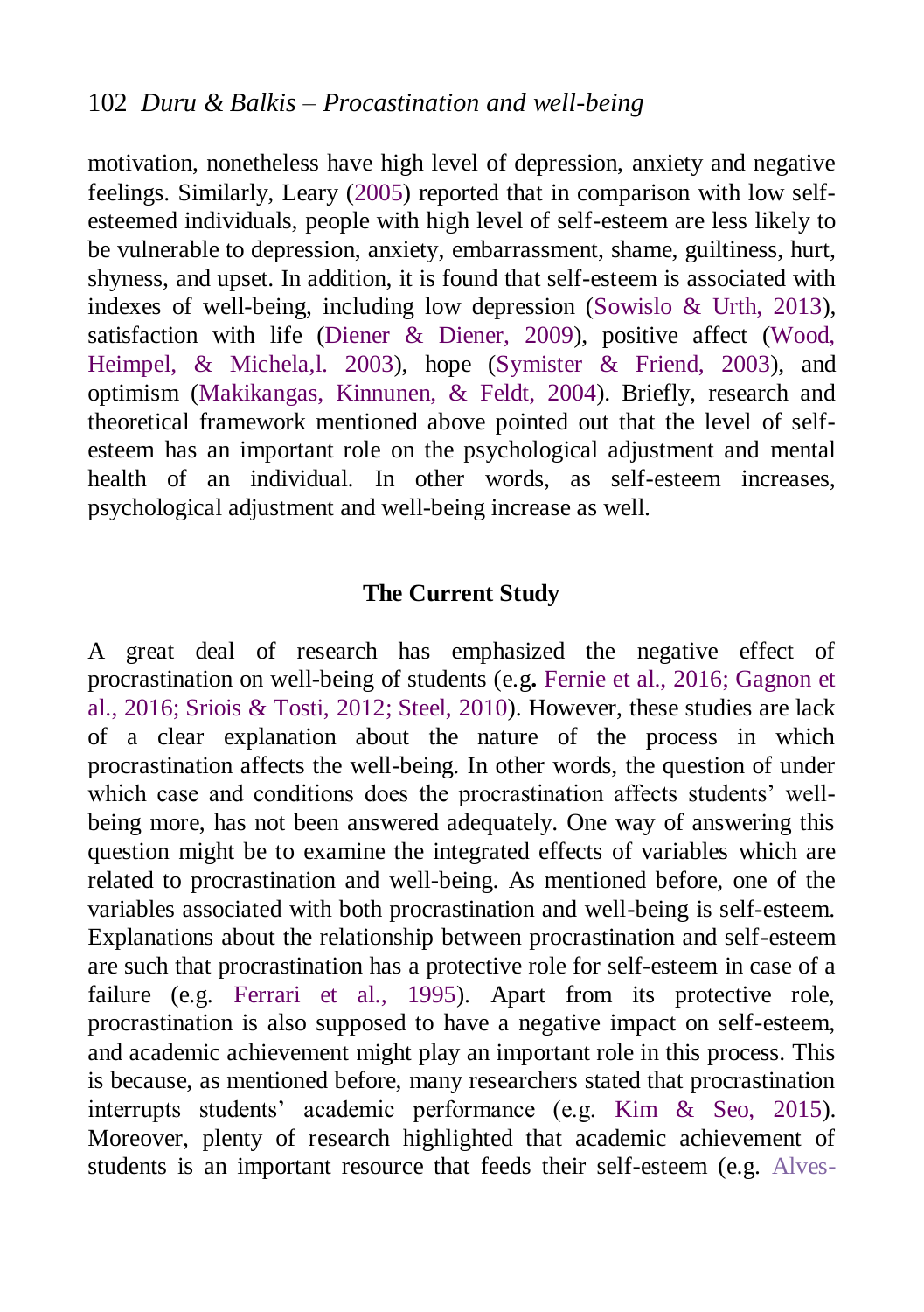motivation, nonetheless have high level of depression, anxiety and negative feelings. Similarly, Leary (2005) reported that in comparison with low self-esteemed individuals, people with high level of self-esteem are less likely to be vulnerable to depression, anxiety, embarrassment, shame, guiltiness, hurt, shyness, and upset. In addition, it is found that self-esteem is associated with indexes of well-being, including low depression (Sowislo & Urth, 2013), satisfaction with life (Diener & Diener, 2009), positive affect (Wood, Heimpel, & Michela,l. 2003), hope (Symister & Friend, 2003), and optimism (Makikangas, Kinnunen, & Feldt, 2004). Briefly, research and theoretical framework mentioned above pointed out that the level of self-esteem has an important role on the psychological adjustment and mental health of an individual. In other words, as self-esteem increases, psychological adjustment and well-being increase as well.

## The Current Study

A great deal of research has emphasized the negative effect of procrastination on well-being of students (e.g**.** Fernie et al., 2016; Gagnon et al., 2016; Sriois & Tosti, 2012; Steel, 2010). However, these studies are lack of a clear explanation about the nature of the process in which procrastination affects the well-being. In other words, the question of under which case and conditions does the procrastination affects students' well-being more, has not been answered adequately. One way of answering this question might be to examine the integrated effects of variables which are related to procrastination and well-being. As mentioned before, one of the variables associated with both procrastination and well-being is self-esteem. Explanations about the relationship between procrastination and self-esteem are such that procrastination has a protective role for self-esteem in case of a failure (e.g. Ferrari et al., 1995). Apart from its protective role, procrastination is also supposed to have a negative impact on self-esteem, and academic achievement might play an important role in this process. This is because, as mentioned before, many researchers stated that procrastination interrupts students' academic performance (e.g. Kim & Seo, 2015). Moreover, plenty of research highlighted that academic achievement of students is an important resource that feeds their self-esteem (e.g. Alves-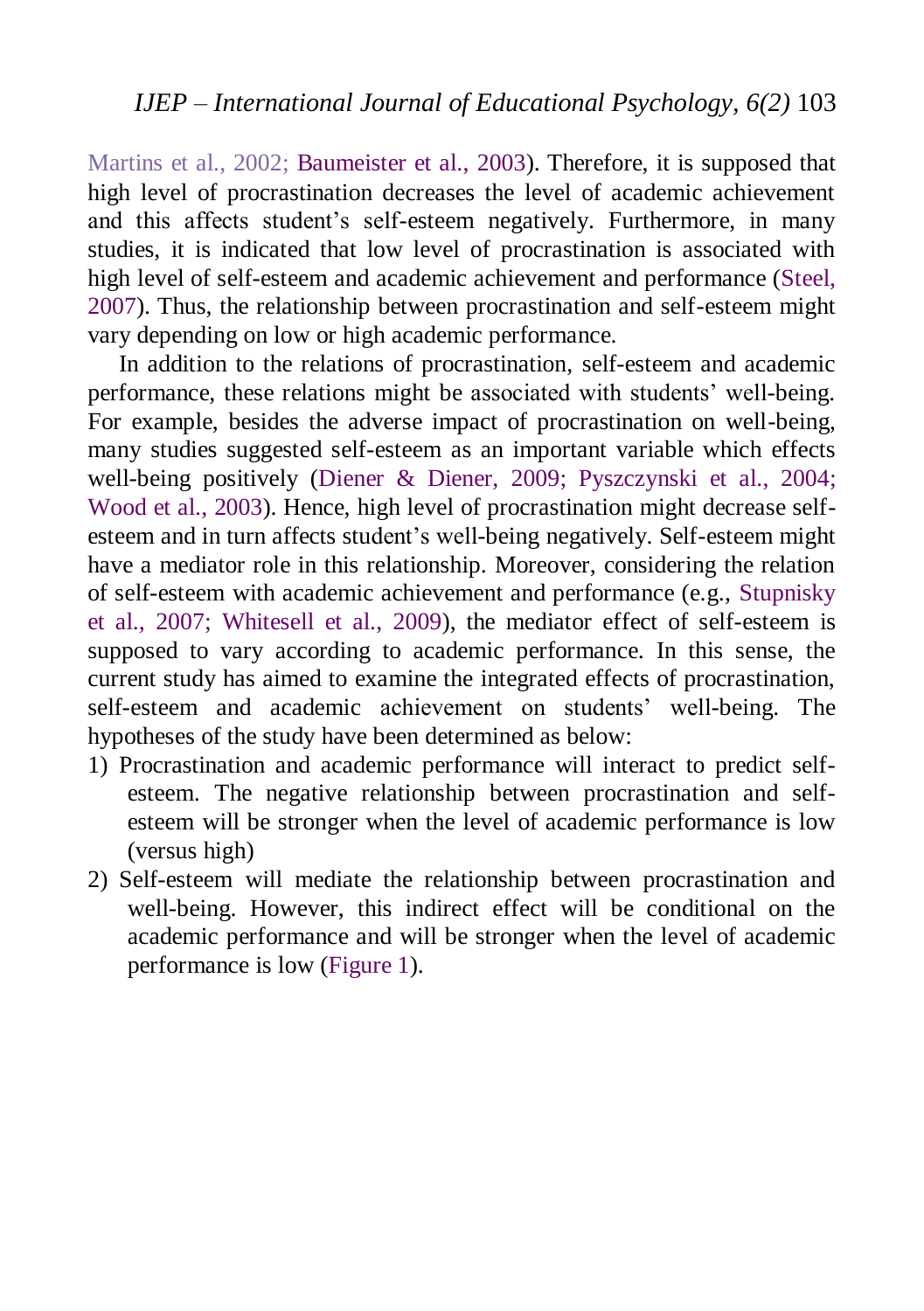Martins et al., 2002; Baumeister et al., 2003). Therefore, it is supposed that high level of procrastination decreases the level of academic achievement and this affects student's self-esteem negatively. Furthermore, in many studies, it is indicated that low level of procrastination is associated with high level of self-esteem and academic achievement and performance (Steel, 2007). Thus, the relationship between procrastination and self-esteem might vary depending on low or high academic performance.

In addition to the relations of procrastination, self-esteem and academic performance, these relations might be associated with students' well-being. For example, besides the adverse impact of procrastination on well-being, many studies suggested self-esteem as an important variable which effects well-being positively (Diener & Diener, 2009; Pyszczynski et al., 2004; Wood et al., 2003). Hence, high level of procrastination might decrease self-esteem and in turn affects student's well-being negatively. Self-esteem might have a mediator role in this relationship. Moreover, considering the relation of self-esteem with academic achievement and performance (e.g., Stupnisky et al., 2007; Whitesell et al., 2009), the mediator effect of self-esteem is supposed to vary according to academic performance. In this sense, the current study has aimed to examine the integrated effects of procrastination, self-esteem and academic achievement on students' well-being. The hypotheses of the study have been determined as below:

1) Procrastination and academic performance will interact to predict self-esteem. The negative relationship between procrastination and self-esteem will be stronger when the level of academic performance is low (versus high)
2) Self-esteem will mediate the relationship between procrastination and well-being. However, this indirect effect will be conditional on the academic performance and will be stronger when the level of academic performance is low (Figure 1).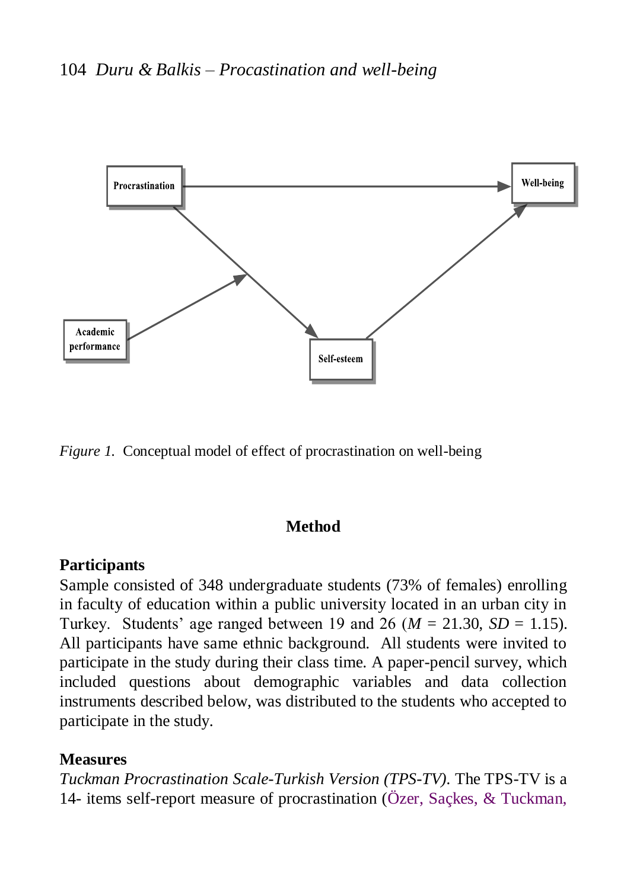*Figure 1.* Conceptual model of effect of procrastination on well-being

## Method

### Participants

Sample consisted of 348 undergraduate students (73% of females) enrolling in faculty of education within a public university located in an urban city in Turkey. Students' age ranged between 19 and 26 (*M* = 21.30, *SD* = 1.15). All participants have same ethnic background. All students were invited to participate in the study during their class time. A paper-pencil survey, which included questions about demographic variables and data collection instruments described below, was distributed to the students who accepted to participate in the study.

### Measures

*Tuckman Procrastination Scale-Turkish Version (TPS-TV)*. The TPS-TV is a 14- items self-report measure of procrastination (Özer, Saçkes, & Tuckman,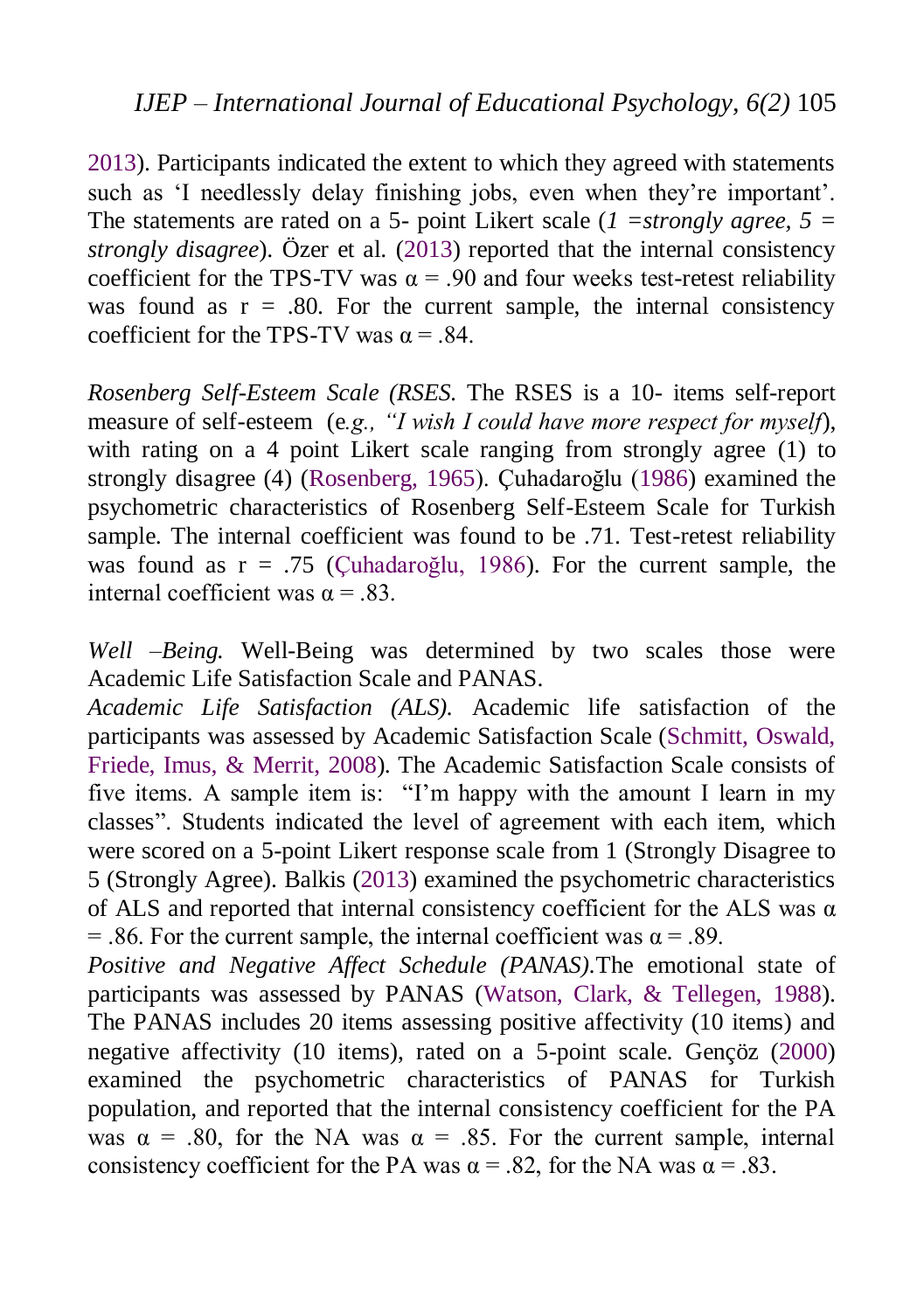2013). Participants indicated the extent to which they agreed with statements such as 'I needlessly delay finishing jobs, even when they're important'. The statements are rated on a 5- point Likert scale (*1 =strongly agree, 5 = strongly disagree*). Özer et al. (2013) reported that the internal consistency coefficient for the TPS-TV was $\alpha = .90$ and four weeks test-retest reliability was found as $r = .80$. For the current sample, the internal consistency coefficient for the TPS-TV was $\alpha = .84$.

*Rosenberg Self-Esteem Scale (RSES.* The RSES is a 10- items self-report measure of self-esteem (e*.g., "I wish I could have more respect for myself*), with rating on a 4 point Likert scale ranging from strongly agree (1) to strongly disagree (4) (Rosenberg, 1965). Çuhadaroğlu (1986) examined the psychometric characteristics of Rosenberg Self-Esteem Scale for Turkish sample. The internal coefficient was found to be .71. Test-retest reliability was found as $r = .75$ (Çuhadaroğlu, 1986). For the current sample, the internal coefficient was $\alpha = .83$.

*Well –Being.* Well-Being was determined by two scales those were Academic Life Satisfaction Scale and PANAS.

*Academic Life Satisfaction (ALS).* Academic life satisfaction of the participants was assessed by Academic Satisfaction Scale (Schmitt, Oswald, Friede, Imus, & Merrit, 2008). The Academic Satisfaction Scale consists of five items. A sample item is: "I'm happy with the amount I learn in my classes". Students indicated the level of agreement with each item, which were scored on a 5-point Likert response scale from 1 (Strongly Disagree to 5 (Strongly Agree). Balkis (2013) examined the psychometric characteristics of ALS and reported that internal consistency coefficient for the ALS was $\alpha = .86$. For the current sample, the internal coefficient was $\alpha = .89$.

*Positive and Negative Affect Schedule (PANAS).*The emotional state of participants was assessed by PANAS (Watson, Clark, & Tellegen, 1988). The PANAS includes 20 items assessing positive affectivity (10 items) and negative affectivity (10 items), rated on a 5-point scale. Gençöz (2000) examined the psychometric characteristics of PANAS for Turkish population, and reported that the internal consistency coefficient for the PA was $\alpha = .80$, for the NA was $\alpha = .85$. For the current sample, internal consistency coefficient for the PA was $\alpha = .82$, for the NA was $\alpha = .83$.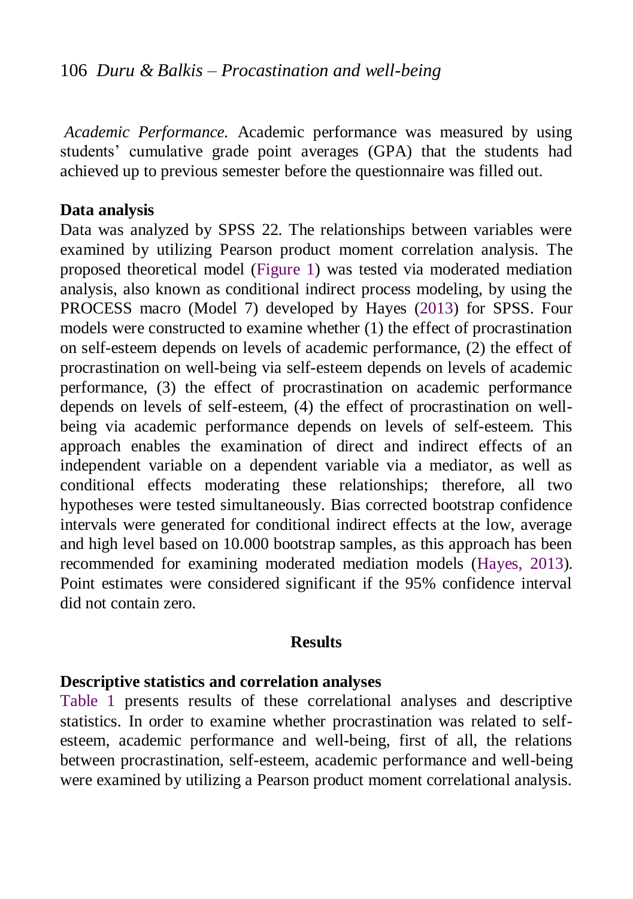*Academic Performance.* Academic performance was measured by using students' cumulative grade point averages (GPA) that the students had achieved up to previous semester before the questionnaire was filled out.

**Data analysis**

Data was analyzed by SPSS 22. The relationships between variables were examined by utilizing Pearson product moment correlation analysis. The proposed theoretical model (Figure 1) was tested via moderated mediation analysis, also known as conditional indirect process modeling, by using the PROCESS macro (Model 7) developed by Hayes (2013) for SPSS. Four models were constructed to examine whether (1) the effect of procrastination on self-esteem depends on levels of academic performance, (2) the effect of procrastination on well-being via self-esteem depends on levels of academic performance, (3) the effect of procrastination on academic performance depends on levels of self-esteem, (4) the effect of procrastination on well-being via academic performance depends on levels of self-esteem. This approach enables the examination of direct and indirect effects of an independent variable on a dependent variable via a mediator, as well as conditional effects moderating these relationships; therefore, all two hypotheses were tested simultaneously. Bias corrected bootstrap confidence intervals were generated for conditional indirect effects at the low, average and high level based on 10.000 bootstrap samples, as this approach has been recommended for examining moderated mediation models (Hayes, 2013). Point estimates were considered significant if the 95% confidence interval did not contain zero.

## Results

**Descriptive statistics and correlation analyses**

Table 1 presents results of these correlational analyses and descriptive statistics. In order to examine whether procrastination was related to self-esteem, academic performance and well-being, first of all, the relations between procrastination, self-esteem, academic performance and well-being were examined by utilizing a Pearson product moment correlational analysis.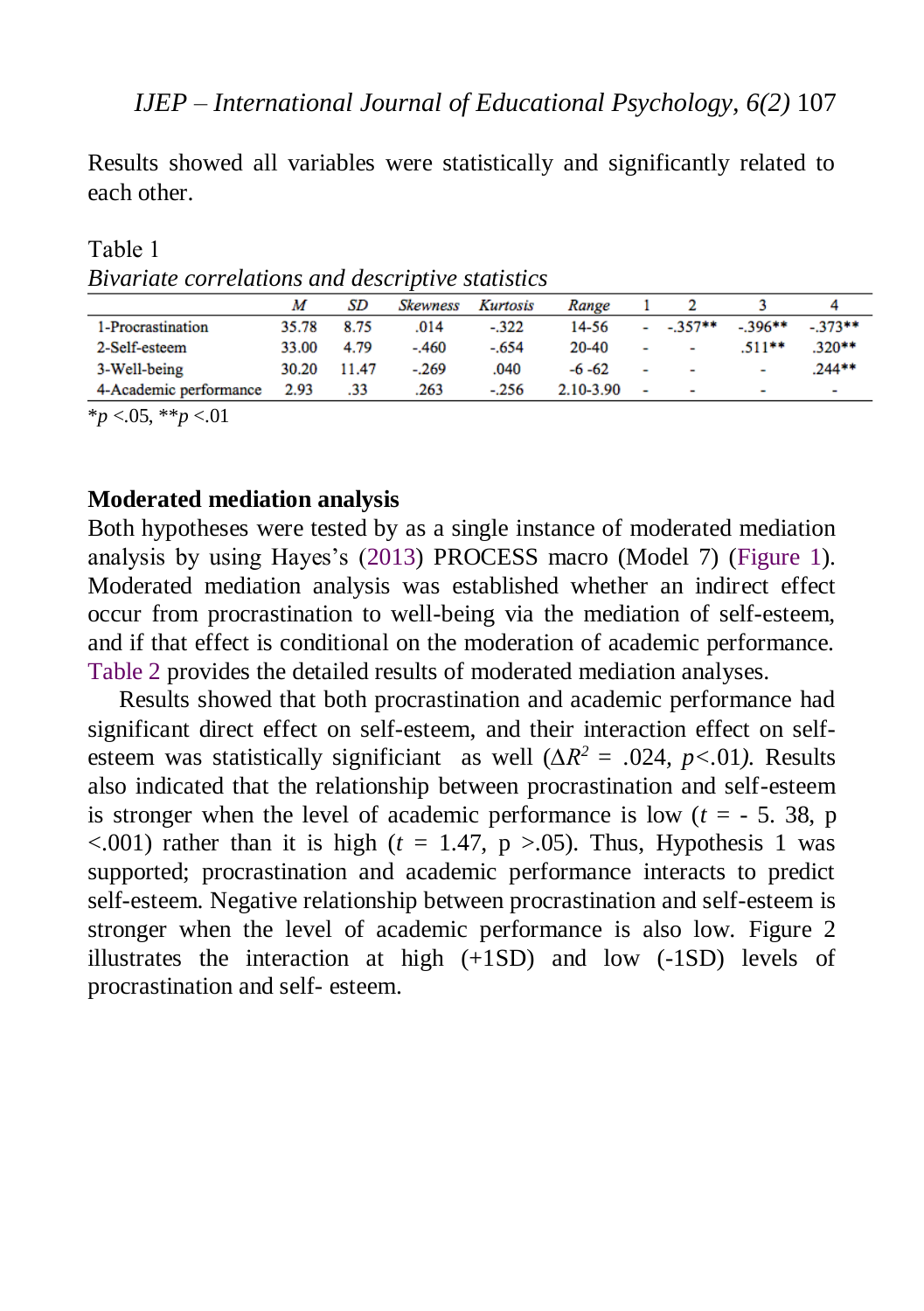Results showed all variables were statistically and significantly related to each other.

Table 1
*Bivariate correlations and descriptive statistics*

| | *M* | *SD* | *Skewness* | *Kurtosis* | *Range* | 1 | 2 | 3 | 4 |
|---|---|---|---|---|---|---|---|---|---|
| 1-Procrastination | 35.78 | 8.75 | .014 | -.322 | 14-56 | - | -.357** | -.396** | -.373** |
| 2-Self-esteem | 33.00 | 4.79 | -.460 | -.654 | 20-40 | - | - | .511** | .320** |
| 3-Well-being | 30.20 | 11.47 | -.269 | .040 | -6 -62 | - | - | - | .244** |
| 4-Academic performance | 2.93 | .33 | .263 | -.256 | 2.10-3.90 | - | - | - | - |

*$p$ <.05, **$p$ <.01

**Moderated mediation analysis**

Both hypotheses were tested by as a single instance of moderated mediation analysis by using Hayes's (2013) PROCESS macro (Model 7) (Figure 1). Moderated mediation analysis was established whether an indirect effect occur from procrastination to well-being via the mediation of self-esteem, and if that effect is conditional on the moderation of academic performance. Table 2 provides the detailed results of moderated mediation analyses.

Results showed that both procrastination and academic performance had significant direct effect on self-esteem, and their interaction effect on self-esteem was statistically significiant as well ($\Delta R^2$ = .024, $p$<.01). Results also indicated that the relationship between procrastination and self-esteem is stronger when the level of academic performance is low ($t$ = - 5. 38, p <.001) rather than it is high ($t$ = 1.47, p >.05). Thus, Hypothesis 1 was supported; procrastination and academic performance interacts to predict self-esteem. Negative relationship between procrastination and self-esteem is stronger when the level of academic performance is also low. Figure 2 illustrates the interaction at high (+1SD) and low (-1SD) levels of procrastination and self- esteem.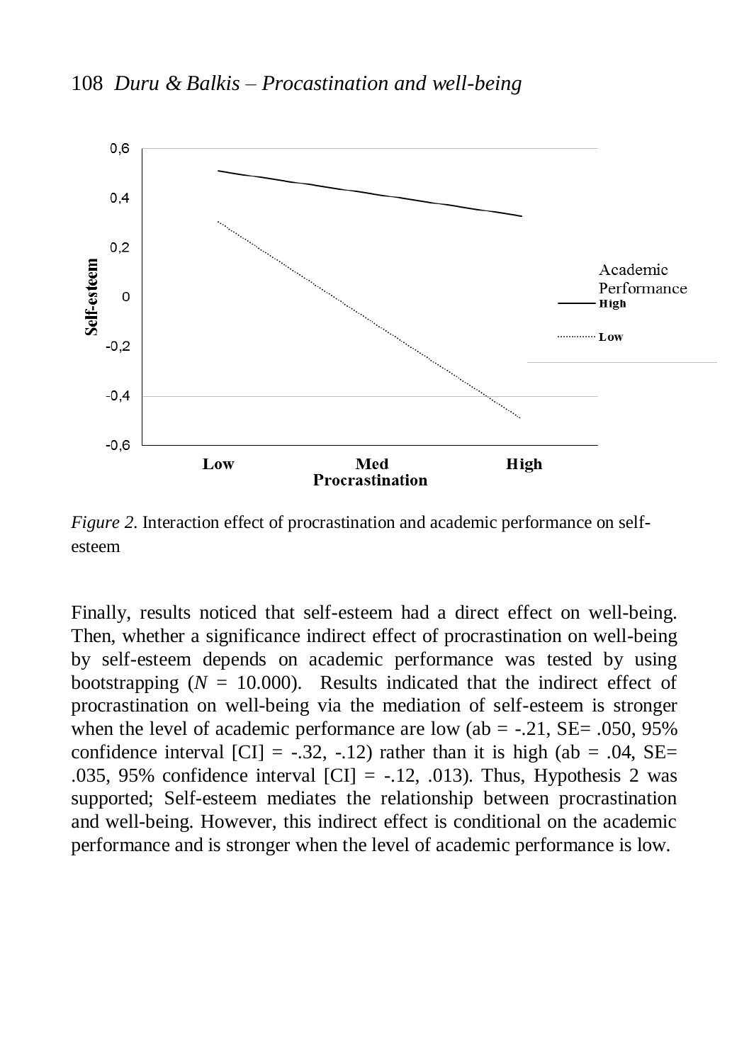*Figure 2.* Interaction effect of procrastination and academic performance on self-esteem

Finally, results noticed that self-esteem had a direct effect on well-being. Then, whether a significance indirect effect of procrastination on well-being by self-esteem depends on academic performance was tested by using bootstrapping ($N$ = 10.000). Results indicated that the indirect effect of procrastination on well-being via the mediation of self-esteem is stronger when the level of academic performance are low (ab = -.21, SE= .050, 95% confidence interval [CI] = -.32, -.12) rather than it is high (ab = .04, SE= .035, 95% confidence interval [CI] = -.12, .013). Thus, Hypothesis 2 was supported; Self-esteem mediates the relationship between procrastination and well-being. However, this indirect effect is conditional on the academic performance and is stronger when the level of academic performance is low.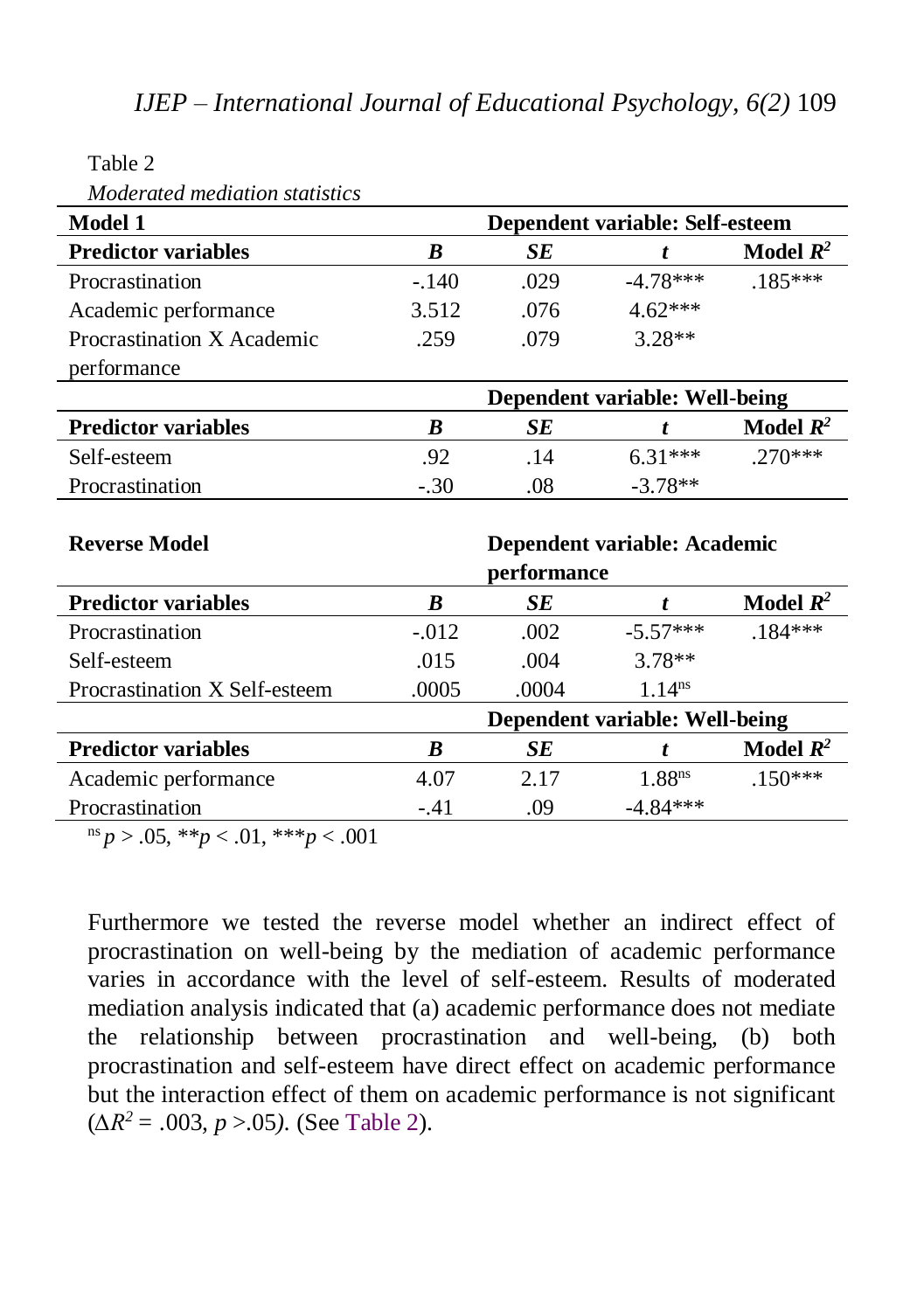Table 2

*Moderated mediation statistics*

| **Model 1** | **Dependent variable: Self-esteem** | | | |
|---|---|---|---|---|
| **Predictor variables** | ***B*** | ***SE*** | ***t*** | **Model $R^2$** |
| Procrastination | -.140 | .029 | -4.78*** | .185*** |
| Academic performance | 3.512 | .076 | 4.62*** | |
| Procrastination X Academic performance | .259 | .079 | 3.28** | |
| | **Dependent variable: Well-being** | | | |
| **Predictor variables** | ***B*** | ***SE*** | ***t*** | **Model $R^2$** |
| Self-esteem | .92 | .14 | 6.31*** | .270*** |
| Procrastination | -.30 | .08 | -3.78** | |

| **Reverse Model** | **Dependent variable: Academic performance** | | | |
|---|---|---|---|---|
| **Predictor variables** | ***B*** | ***SE*** | ***t*** | **Model $R^2$** |
| Procrastination | -.012 | .002 | -5.57*** | .184*** |
| Self-esteem | .015 | .004 | 3.78** | |
| Procrastination X Self-esteem | .0005 | .0004 | $1.14^{ns}$ | |
| | **Dependent variable: Well-being** | | | |
| **Predictor variables** | ***B*** | ***SE*** | ***t*** | **Model $R^2$** |
| Academic performance | 4.07 | 2.17 | $1.88^{ns}$ | .150*** |
| Procrastination | -.41 | .09 | -4.84*** | |

$^{ns}p > .05$, $^{**}p < .01$, $^{***}p < .001$

Furthermore we tested the reverse model whether an indirect effect of procrastination on well-being by the mediation of academic performance varies in accordance with the level of self-esteem. Results of moderated mediation analysis indicated that (a) academic performance does not mediate the relationship between procrastination and well-being, (b) both procrastination and self-esteem have direct effect on academic performance but the interaction effect of them on academic performance is not significant ($\Delta R^2 = .003$, $p > .05$). (See Table 2).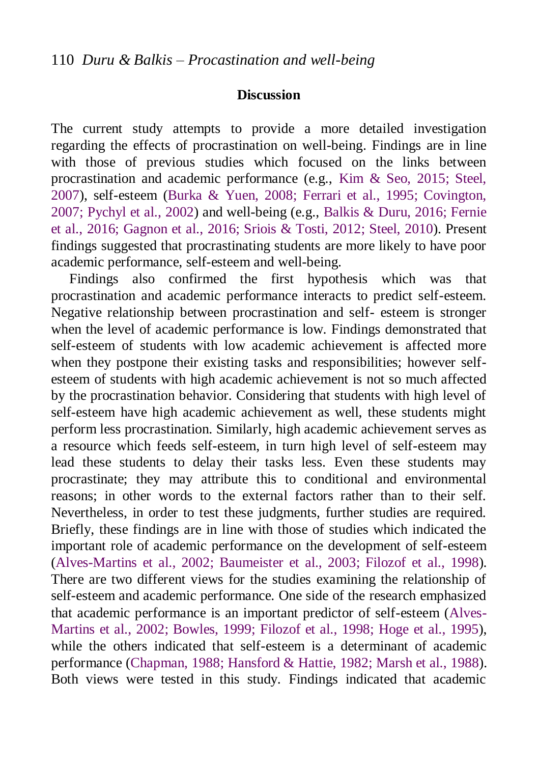## Discussion

The current study attempts to provide a more detailed investigation regarding the effects of procrastination on well-being. Findings are in line with those of previous studies which focused on the links between procrastination and academic performance (e.g., Kim & Seo, 2015; Steel, 2007), self-esteem (Burka & Yuen, 2008; Ferrari et al., 1995; Covington, 2007; Pychyl et al., 2002) and well-being (e.g., Balkis & Duru, 2016; Fernie et al., 2016; Gagnon et al., 2016; Sriois & Tosti, 2012; Steel, 2010). Present findings suggested that procrastinating students are more likely to have poor academic performance, self-esteem and well-being.

Findings also confirmed the first hypothesis which was that procrastination and academic performance interacts to predict self-esteem. Negative relationship between procrastination and self- esteem is stronger when the level of academic performance is low. Findings demonstrated that self-esteem of students with low academic achievement is affected more when they postpone their existing tasks and responsibilities; however self-esteem of students with high academic achievement is not so much affected by the procrastination behavior. Considering that students with high level of self-esteem have high academic achievement as well, these students might perform less procrastination. Similarly, high academic achievement serves as a resource which feeds self-esteem, in turn high level of self-esteem may lead these students to delay their tasks less. Even these students may procrastinate; they may attribute this to conditional and environmental reasons; in other words to the external factors rather than to their self. Nevertheless, in order to test these judgments, further studies are required. Briefly, these findings are in line with those of studies which indicated the important role of academic performance on the development of self-esteem (Alves-Martins et al., 2002; Baumeister et al., 2003; Filozof et al., 1998). There are two different views for the studies examining the relationship of self-esteem and academic performance. One side of the research emphasized that academic performance is an important predictor of self-esteem (Alves-Martins et al., 2002; Bowles, 1999; Filozof et al., 1998; Hoge et al., 1995), while the others indicated that self-esteem is a determinant of academic performance (Chapman, 1988; Hansford & Hattie, 1982; Marsh et al., 1988). Both views were tested in this study. Findings indicated that academic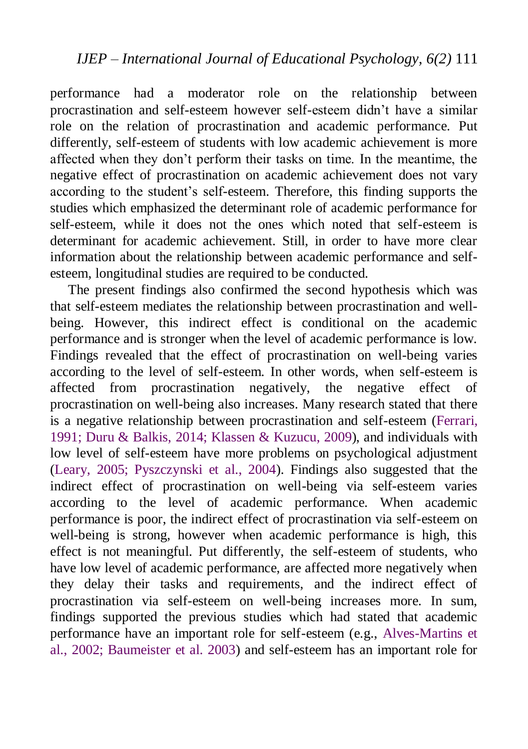performance had a moderator role on the relationship between procrastination and self-esteem however self-esteem didn't have a similar role on the relation of procrastination and academic performance. Put differently, self-esteem of students with low academic achievement is more affected when they don't perform their tasks on time. In the meantime, the negative effect of procrastination on academic achievement does not vary according to the student's self-esteem. Therefore, this finding supports the studies which emphasized the determinant role of academic performance for self-esteem, while it does not the ones which noted that self-esteem is determinant for academic achievement. Still, in order to have more clear information about the relationship between academic performance and self-esteem, longitudinal studies are required to be conducted.

The present findings also confirmed the second hypothesis which was that self-esteem mediates the relationship between procrastination and well-being. However, this indirect effect is conditional on the academic performance and is stronger when the level of academic performance is low. Findings revealed that the effect of procrastination on well-being varies according to the level of self-esteem. In other words, when self-esteem is affected from procrastination negatively, the negative effect of procrastination on well-being also increases. Many research stated that there is a negative relationship between procrastination and self-esteem (Ferrari, 1991; Duru & Balkis, 2014; Klassen & Kuzucu, 2009), and individuals with low level of self-esteem have more problems on psychological adjustment (Leary, 2005; Pyszczynski et al., 2004). Findings also suggested that the indirect effect of procrastination on well-being via self-esteem varies according to the level of academic performance. When academic performance is poor, the indirect effect of procrastination via self-esteem on well-being is strong, however when academic performance is high, this effect is not meaningful. Put differently, the self-esteem of students, who have low level of academic performance, are affected more negatively when they delay their tasks and requirements, and the indirect effect of procrastination via self-esteem on well-being increases more. In sum, findings supported the previous studies which had stated that academic performance have an important role for self-esteem (e.g., Alves-Martins et al., 2002; Baumeister et al. 2003) and self-esteem has an important role for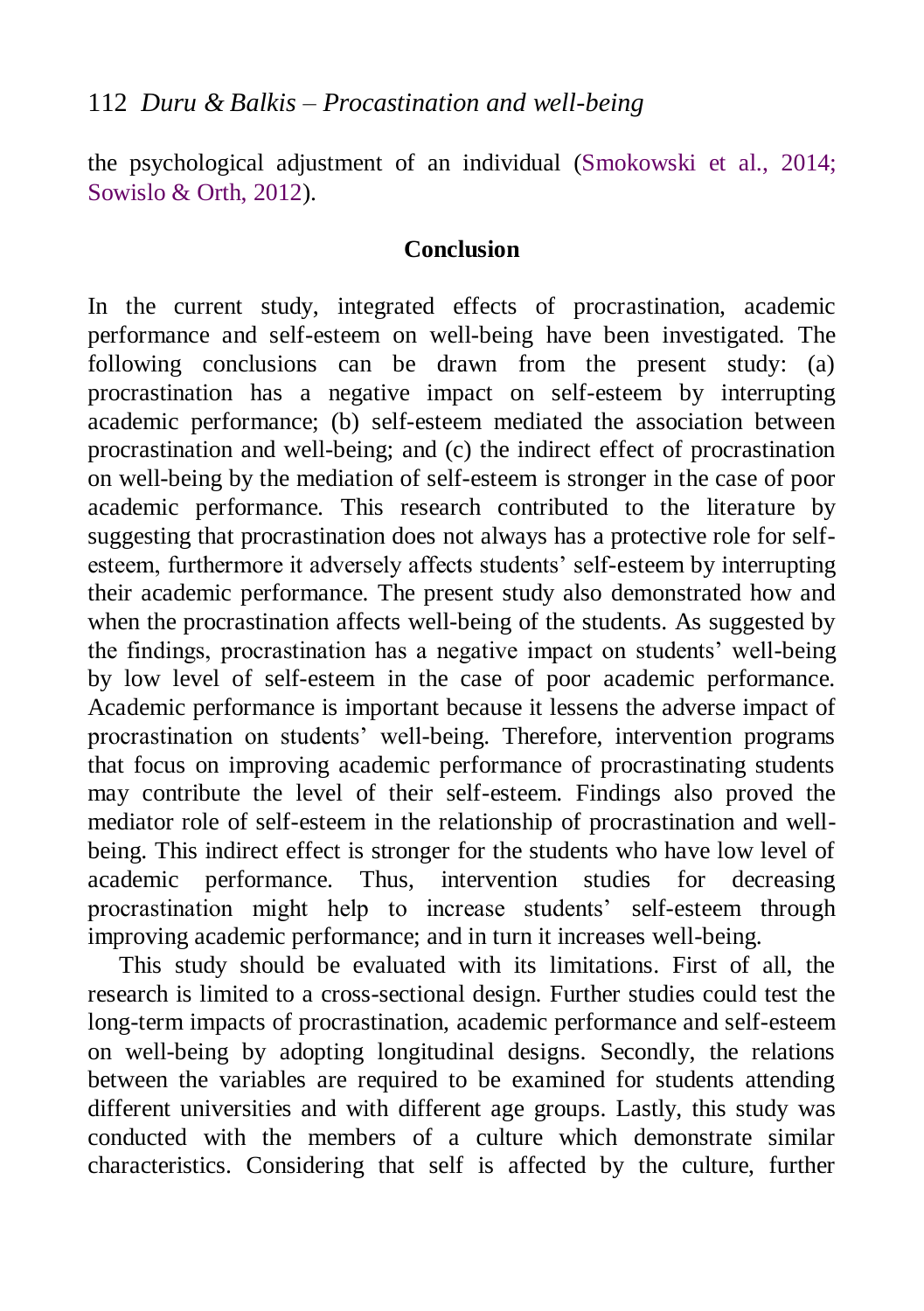the psychological adjustment of an individual (Smokowski et al., 2014; Sowislo & Orth, 2012).

## Conclusion

In the current study, integrated effects of procrastination, academic performance and self-esteem on well-being have been investigated. The following conclusions can be drawn from the present study: (a) procrastination has a negative impact on self-esteem by interrupting academic performance; (b) self-esteem mediated the association between procrastination and well-being; and (c) the indirect effect of procrastination on well-being by the mediation of self-esteem is stronger in the case of poor academic performance. This research contributed to the literature by suggesting that procrastination does not always has a protective role for self-esteem, furthermore it adversely affects students' self-esteem by interrupting their academic performance. The present study also demonstrated how and when the procrastination affects well-being of the students. As suggested by the findings, procrastination has a negative impact on students' well-being by low level of self-esteem in the case of poor academic performance. Academic performance is important because it lessens the adverse impact of procrastination on students' well-being. Therefore, intervention programs that focus on improving academic performance of procrastinating students may contribute the level of their self-esteem. Findings also proved the mediator role of self-esteem in the relationship of procrastination and well-being. This indirect effect is stronger for the students who have low level of academic performance. Thus, intervention studies for decreasing procrastination might help to increase students' self-esteem through improving academic performance; and in turn it increases well-being.

This study should be evaluated with its limitations. First of all, the research is limited to a cross-sectional design. Further studies could test the long-term impacts of procrastination, academic performance and self-esteem on well-being by adopting longitudinal designs. Secondly, the relations between the variables are required to be examined for students attending different universities and with different age groups. Lastly, this study was conducted with the members of a culture which demonstrate similar characteristics. Considering that self is affected by the culture, further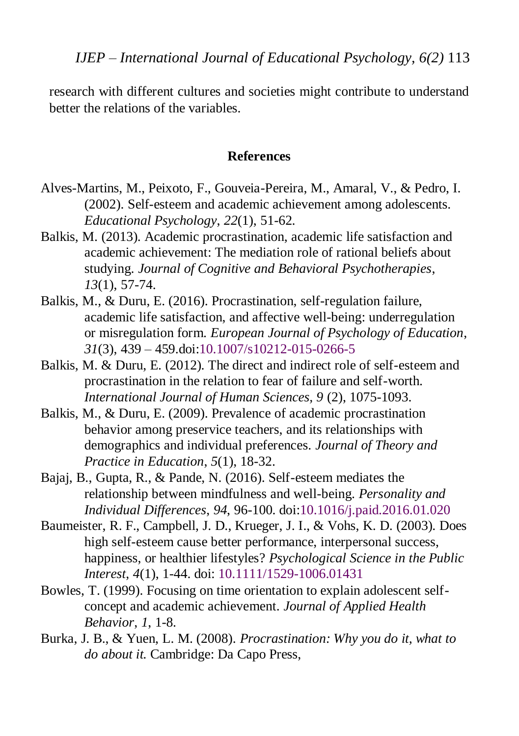research with different cultures and societies might contribute to understand better the relations of the variables.

## References

Alves-Martins, M., Peixoto, F., Gouveia-Pereira, M., Amaral, V., & Pedro, I. (2002). Self-esteem and academic achievement among adolescents. *Educational Psychology*, *22*(1), 51-62.

Balkis, M. (2013). Academic procrastination, academic life satisfaction and academic achievement: The mediation role of rational beliefs about studying. *Journal of Cognitive and Behavioral Psychotherapies*, *13*(1), 57-74.

Balkis, M., & Duru, E. (2016). Procrastination, self-regulation failure, academic life satisfaction, and affective well-being: underregulation or misregulation form. *European Journal of Psychology of Education*, *31*(3), 439 – 459.doi:10.1007/s10212-015-0266-5

Balkis, M. & Duru, E. (2012). The direct and indirect role of self-esteem and procrastination in the relation to fear of failure and self-worth. *International Journal of Human Sciences*, *9* (2), 1075-1093.

Balkis, M., & Duru, E. (2009). Prevalence of academic procrastination behavior among preservice teachers, and its relationships with demographics and individual preferences. *Journal of Theory and Practice in Education*, *5*(1), 18-32.

Bajaj, B., Gupta, R., & Pande, N. (2016). Self-esteem mediates the relationship between mindfulness and well-being. *Personality and Individual Differences*, *94*, 96-100. doi:10.1016/j.paid.2016.01.020

Baumeister, R. F., Campbell, J. D., Krueger, J. I., & Vohs, K. D. (2003). Does high self-esteem cause better performance, interpersonal success, happiness, or healthier lifestyles? *Psychological Science in the Public Interest*, *4*(1), 1-44. doi: 10.1111/1529-1006.01431

Bowles, T. (1999). Focusing on time orientation to explain adolescent self-concept and academic achievement. *Journal of Applied Health Behavior*, *1*, 1-8.

Burka, J. B., & Yuen, L. M. (2008). *Procrastination: Why you do it, what to do about it.* Cambridge: Da Capo Press,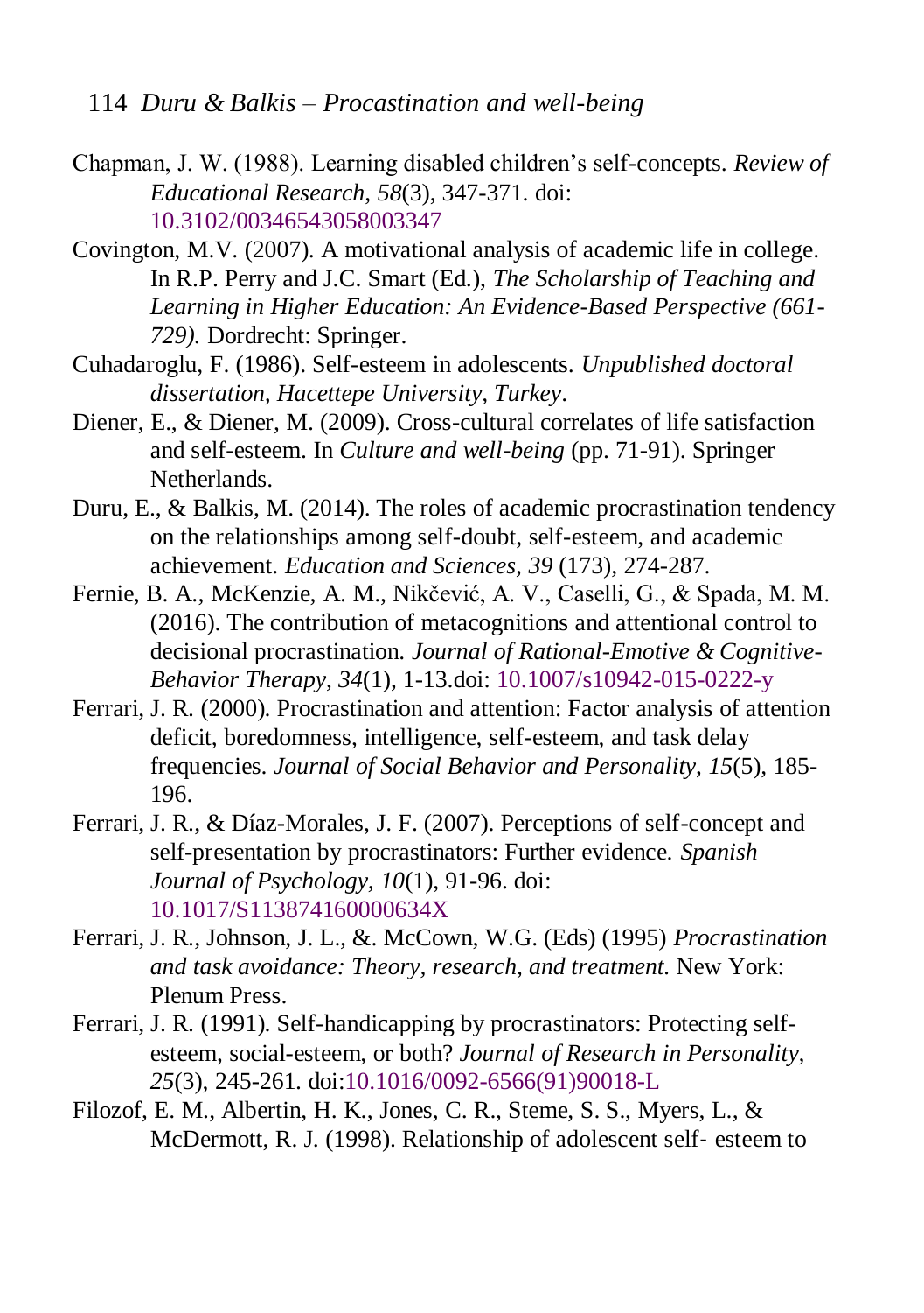Chapman, J. W. (1988). Learning disabled children's self-concepts. *Review of Educational Research, 58*(3), 347-371. doi: 10.3102/00346543058003347

Covington, M.V. (2007). A motivational analysis of academic life in college. In R.P. Perry and J.C. Smart (Ed.), *The Scholarship of Teaching and Learning in Higher Education: An Evidence-Based Perspective (661-729).* Dordrecht: Springer.

Cuhadaroglu, F. (1986). Self-esteem in adolescents. *Unpublished doctoral dissertation, Hacettepe University, Turkey*.

Diener, E., & Diener, M. (2009). Cross-cultural correlates of life satisfaction and self-esteem. In *Culture and well-being* (pp. 71-91). Springer Netherlands.

Duru, E., & Balkis, M. (2014). The roles of academic procrastination tendency on the relationships among self-doubt, self-esteem, and academic achievement. *Education and Sciences, 39* (173), 274-287.

Fernie, B. A., McKenzie, A. M., Nikčević, A. V., Caselli, G., & Spada, M. M. (2016). The contribution of metacognitions and attentional control to decisional procrastination. *Journal of Rational-Emotive & Cognitive-Behavior Therapy, 34*(1), 1-13.doi: 10.1007/s10942-015-0222-y

Ferrari, J. R. (2000). Procrastination and attention: Factor analysis of attention deficit, boredomness, intelligence, self-esteem, and task delay frequencies. *Journal of Social Behavior and Personality, 15*(5), 185-196.

Ferrari, J. R., & Díaz-Morales, J. F. (2007). Perceptions of self-concept and self-presentation by procrastinators: Further evidence. *Spanish Journal of Psychology, 10*(1), 91-96. doi: 10.1017/S113874160000634X

Ferrari, J. R., Johnson, J. L., &. McCown, W.G. (Eds) (1995) *Procrastination and task avoidance: Theory, research, and treatment.* New York: Plenum Press.

Ferrari, J. R. (1991). Self-handicapping by procrastinators: Protecting self-esteem, social-esteem, or both? *Journal of Research in Personality, 25*(3), 245-261. doi:10.1016/0092-6566(91)90018-L

Filozof, E. M., Albertin, H. K., Jones, C. R., Steme, S. S., Myers, L., & McDermott, R. J. (1998). Relationship of adolescent self- esteem to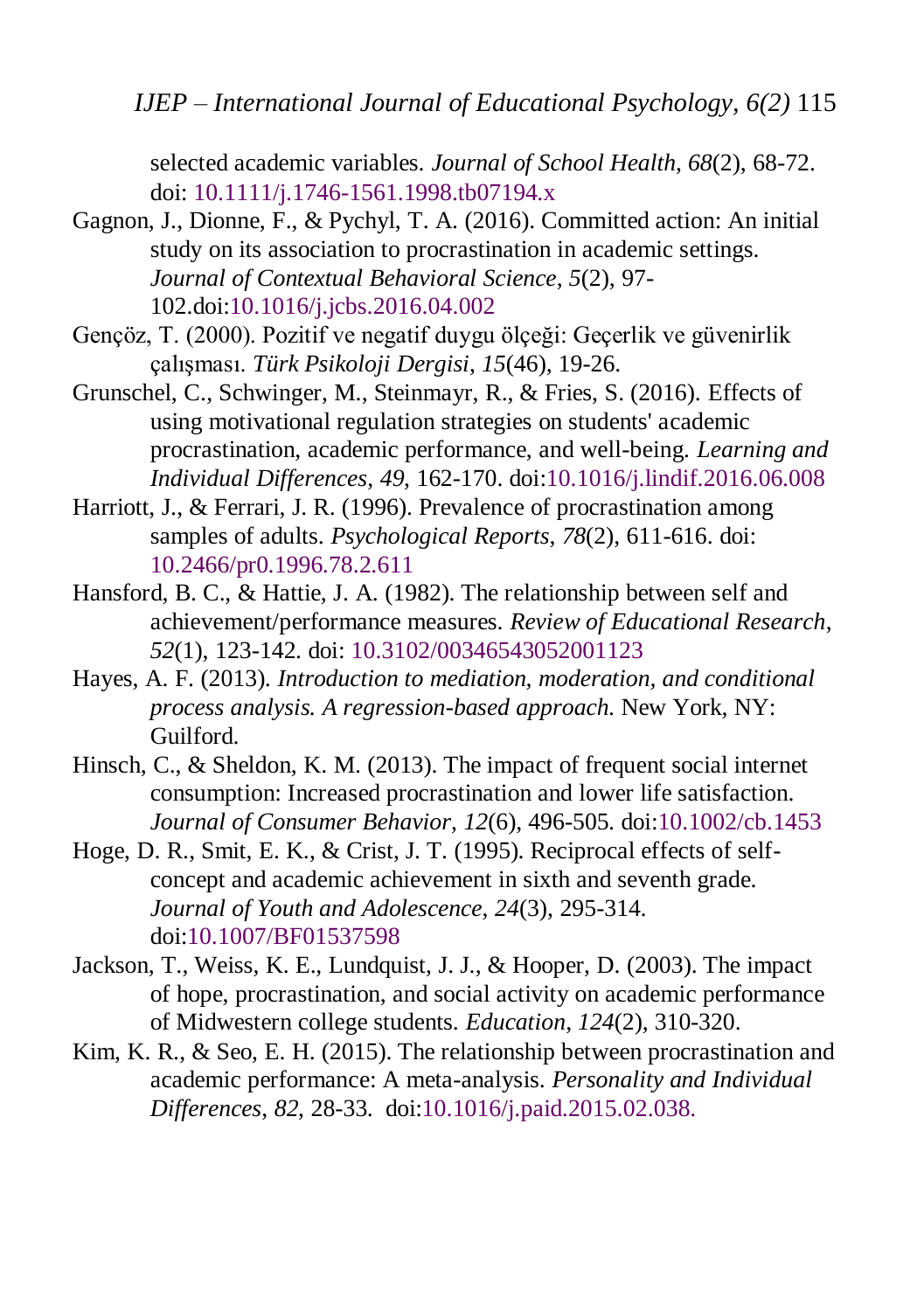selected academic variables. *Journal of School Health*, *68*(2), 68-72. doi: 10.1111/j.1746-1561.1998.tb07194.x

Gagnon, J., Dionne, F., & Pychyl, T. A. (2016). Committed action: An initial study on its association to procrastination in academic settings. *Journal of Contextual Behavioral Science, 5*(2), 97-102.doi:10.1016/j.jcbs.2016.04.002

Gençöz, T. (2000). Pozitif ve negatif duygu ölçeği: Geçerlik ve güvenirlik çalışması. *Türk Psikoloji Dergisi, 15*(46), 19-26.

Grunschel, C., Schwinger, M., Steinmayr, R., & Fries, S. (2016). Effects of using motivational regulation strategies on students' academic procrastination, academic performance, and well-being. *Learning and Individual Differences*, *49*, 162-170. doi:10.1016/j.lindif.2016.06.008

Harriott, J., & Ferrari, J. R. (1996). Prevalence of procrastination among samples of adults. *Psychological Reports*, *78*(2), 611-616. doi: 10.2466/pr0.1996.78.2.611

Hansford, B. C., & Hattie, J. A. (1982). The relationship between self and achievement/performance measures. *Review of Educational Research*, *52*(1), 123-142. doi: 10.3102/00346543052001123

Hayes, A. F. (2013). *Introduction to mediation, moderation, and conditional process analysis. A regression-based approach.* New York, NY: Guilford.

Hinsch, C., & Sheldon, K. M. (2013). The impact of frequent social internet consumption: Increased procrastination and lower life satisfaction. *Journal of Consumer Behavior*, *12*(6), 496-505. doi:10.1002/cb.1453

Hoge, D. R., Smit, E. K., & Crist, J. T. (1995). Reciprocal effects of self-concept and academic achievement in sixth and seventh grade. *Journal of Youth and Adolescence*, *24*(3), 295-314. doi:10.1007/BF01537598

Jackson, T., Weiss, K. E., Lundquist, J. J., & Hooper, D. (2003). The impact of hope, procrastination, and social activity on academic performance of Midwestern college students. *Education*, *124*(2), 310-320.

Kim, K. R., & Seo, E. H. (2015). The relationship between procrastination and academic performance: A meta-analysis. *Personality and Individual Differences*, *82,* 28-33. doi:10.1016/j.paid.2015.02.038.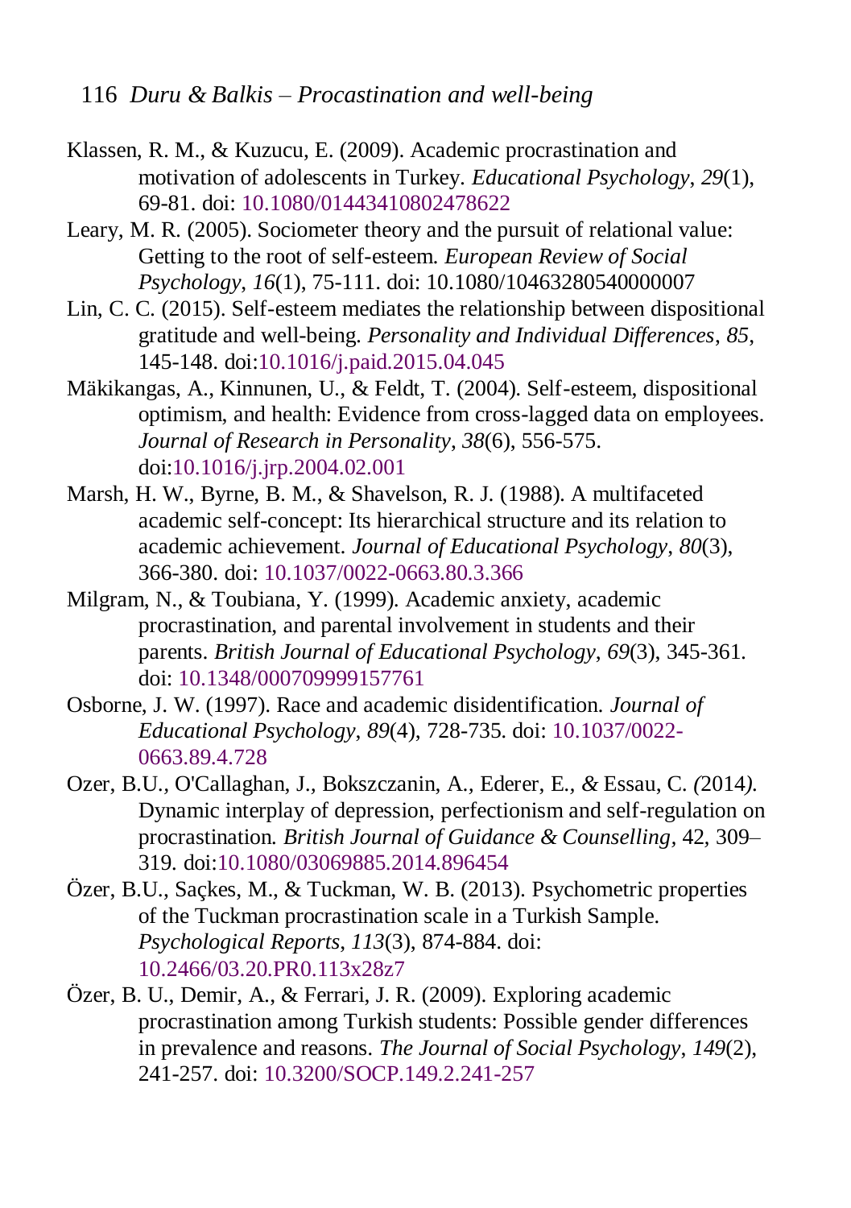Klassen, R. M., & Kuzucu, E. (2009). Academic procrastination and motivation of adolescents in Turkey. *Educational Psychology*, *29*(1), 69-81. doi: 10.1080/01443410802478622

Leary, M. R. (2005). Sociometer theory and the pursuit of relational value: Getting to the root of self-esteem. *European Review of Social Psychology*, *16*(1), 75-111. doi: 10.1080/10463280540000007

Lin, C. C. (2015). Self-esteem mediates the relationship between dispositional gratitude and well-being. *Personality and Individual Differences, 85,* 145-148. doi:10.1016/j.paid.2015.04.045

Mäkikangas, A., Kinnunen, U., & Feldt, T. (2004). Self-esteem, dispositional optimism, and health: Evidence from cross-lagged data on employees. *Journal of Research in Personality*, *38*(6), 556-575. doi:10.1016/j.jrp.2004.02.001

Marsh, H. W., Byrne, B. M., & Shavelson, R. J. (1988). A multifaceted academic self-concept: Its hierarchical structure and its relation to academic achievement. *Journal of Educational Psychology*, *80*(3), 366-380. doi: 10.1037/0022-0663.80.3.366

Milgram, N., & Toubiana, Y. (1999). Academic anxiety, academic procrastination, and parental involvement in students and their parents. *British Journal of Educational Psychology*, *69*(3), 345-361. doi: 10.1348/000709999157761

Osborne, J. W. (1997). Race and academic disidentification. *Journal of Educational Psychology*, *89*(4), 728-735. doi: 10.1037/0022-0663.89.4.728

Ozer, B.U., O'Callaghan, J., Bokszczanin, A., Ederer, E., *&* Essau, C. *(*2014*).* Dynamic interplay of depression, perfectionism and self-regulation on procrastination*. British Journal of Guidance & Counselling*, 42, 309–319. doi:10.1080/03069885.2014.896454

Özer, B.U., Saçkes, M., & Tuckman, W. B. (2013). Psychometric properties of the Tuckman procrastination scale in a Turkish Sample. *Psychological Reports, 113*(3), 874-884. doi: 10.2466/03.20.PR0.113x28z7

Özer, B. U., Demir, A., & Ferrari, J. R. (2009). Exploring academic procrastination among Turkish students: Possible gender differences in prevalence and reasons. *The Journal of Social Psychology*, *149*(2), 241-257. doi: 10.3200/SOCP.149.2.241-257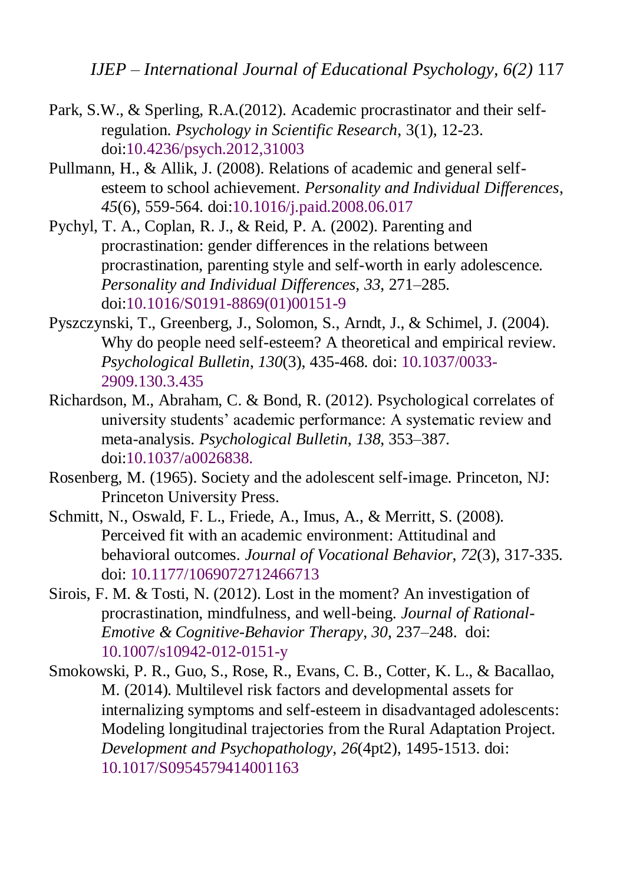Park, S.W., & Sperling, R.A.(2012). Academic procrastinator and their self-regulation. *Psychology in Scientific Research*, 3(1), 12-23. doi:10.4236/psych.2012,31003

Pullmann, H., & Allik, J. (2008). Relations of academic and general self-esteem to school achievement. *Personality and Individual Differences*, *45*(6), 559-564. doi:10.1016/j.paid.2008.06.017

Pychyl, T. A., Coplan, R. J., & Reid, P. A. (2002). Parenting and procrastination: gender differences in the relations between procrastination, parenting style and self-worth in early adolescence. *Personality and Individual Differences, 33,* 271–285. doi:10.1016/S0191-8869(01)00151-9

Pyszczynski, T., Greenberg, J., Solomon, S., Arndt, J., & Schimel, J. (2004). Why do people need self-esteem? A theoretical and empirical review. *Psychological Bulletin*, *130*(3), 435-468. doi: 10.1037/0033-2909.130.3.435

Richardson, M., Abraham, C. & Bond, R. (2012). Psychological correlates of university students' academic performance: A systematic review and meta-analysis. *Psychological Bulletin*, *138*, 353–387. doi:10.1037/a0026838.

Rosenberg, M. (1965). Society and the adolescent self-image. Princeton, NJ: Princeton University Press.

Schmitt, N., Oswald, F. L., Friede, A., Imus, A., & Merritt, S. (2008). Perceived fit with an academic environment: Attitudinal and behavioral outcomes. *Journal of Vocational Behavior*, *72*(3), 317-335. doi: 10.1177/1069072712466713

Sirois, F. M. & Tosti, N. (2012). Lost in the moment? An investigation of procrastination, mindfulness, and well-being. *Journal of Rational-Emotive & Cognitive-Behavior Therapy*, *30*, 237–248. doi: 10.1007/s10942-012-0151-y

Smokowski, P. R., Guo, S., Rose, R., Evans, C. B., Cotter, K. L., & Bacallao, M. (2014). Multilevel risk factors and developmental assets for internalizing symptoms and self-esteem in disadvantaged adolescents: Modeling longitudinal trajectories from the Rural Adaptation Project. *Development and Psychopathology*, *26*(4pt2), 1495-1513. doi: 10.1017/S0954579414001163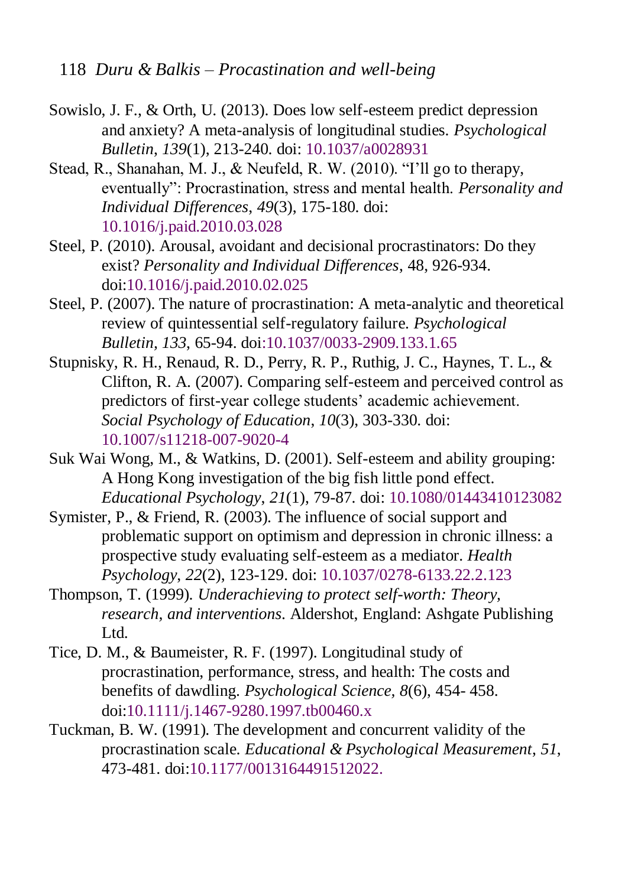Sowislo, J. F., & Orth, U. (2013). Does low self-esteem predict depression and anxiety? A meta-analysis of longitudinal studies. *Psychological Bulletin*, *139*(1), 213-240. doi: 10.1037/a0028931

Stead, R., Shanahan, M. J., & Neufeld, R. W. (2010). "I'll go to therapy, eventually": Procrastination, stress and mental health. *Personality and Individual Differences*, *49*(3), 175-180. doi: 10.1016/j.paid.2010.03.028

Steel, P. (2010). Arousal, avoidant and decisional procrastinators: Do they exist? *Personality and Individual Differences*, 48, 926-934. doi:10.1016/j.paid.2010.02.025

Steel, P. (2007). The nature of procrastination: A meta-analytic and theoretical review of quintessential self-regulatory failure. *Psychological Bulletin, 133*, 65-94. doi:10.1037/0033-2909.133.1.65

Stupnisky, R. H., Renaud, R. D., Perry, R. P., Ruthig, J. C., Haynes, T. L., & Clifton, R. A. (2007). Comparing self-esteem and perceived control as predictors of first-year college students' academic achievement. *Social Psychology of Education*, *10*(3), 303-330. doi: 10.1007/s11218-007-9020-4

Suk Wai Wong, M., & Watkins, D. (2001). Self-esteem and ability grouping: A Hong Kong investigation of the big fish little pond effect. *Educational Psychology*, *21*(1), 79-87. doi: 10.1080/01443410123082

Symister, P., & Friend, R. (2003). The influence of social support and problematic support on optimism and depression in chronic illness: a prospective study evaluating self-esteem as a mediator. *Health Psychology*, *22*(2), 123-129. doi: 10.1037/0278-6133.22.2.123

Thompson, T. (1999). *Underachieving to protect self-worth: Theory, research, and interventions*. Aldershot, England: Ashgate Publishing Ltd.

Tice, D. M., & Baumeister, R. F. (1997). Longitudinal study of procrastination, performance, stress, and health: The costs and benefits of dawdling. *Psychological Science, 8*(6), 454- 458. doi:10.1111/j.1467-9280.1997.tb00460.x

Tuckman, B. W. (1991). The development and concurrent validity of the procrastination scale. *Educational & Psychological Measurement*, *51*, 473-481. doi:10.1177/0013164491512022.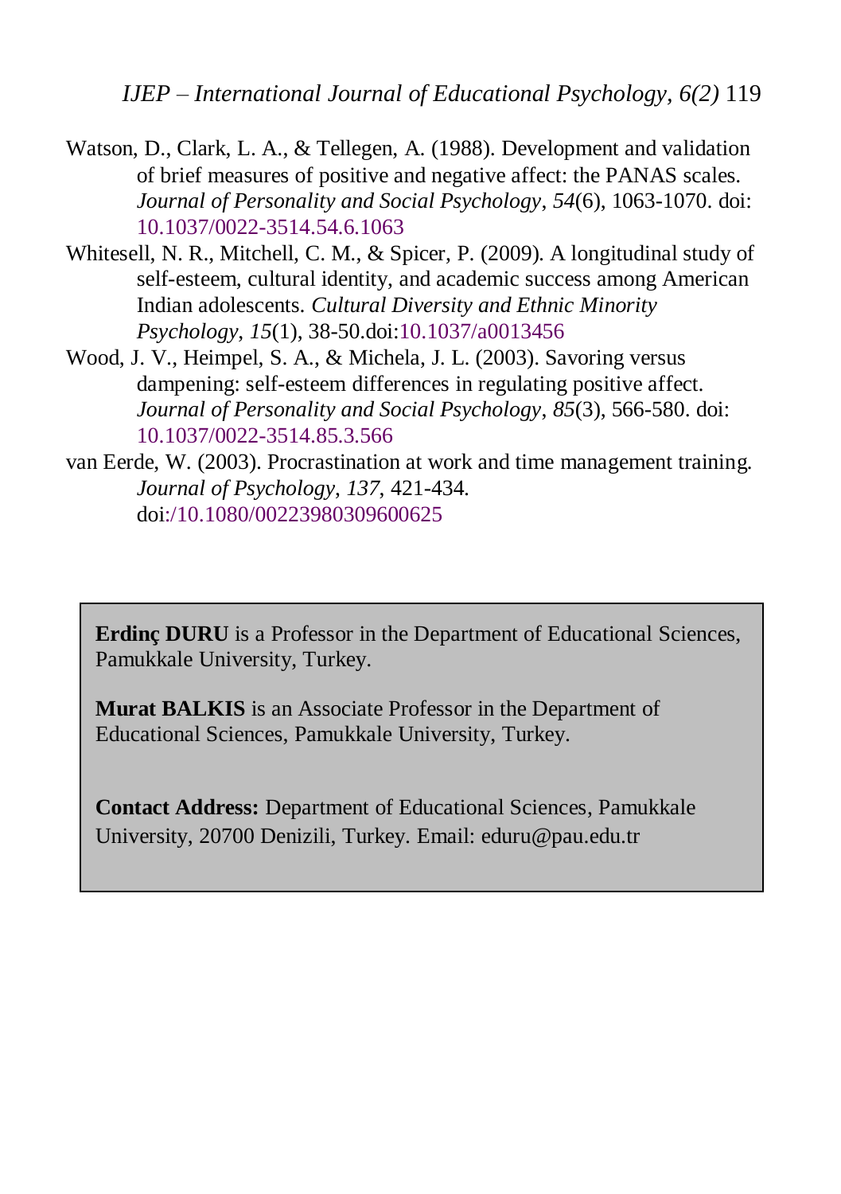Watson, D., Clark, L. A., & Tellegen, A. (1988). Development and validation of brief measures of positive and negative affect: the PANAS scales. *Journal of Personality and Social Psychology*, *54*(6), 1063-1070. doi: 10.1037/0022-3514.54.6.1063

Whitesell, N. R., Mitchell, C. M., & Spicer, P. (2009). A longitudinal study of self-esteem, cultural identity, and academic success among American Indian adolescents. *Cultural Diversity and Ethnic Minority Psychology*, *15*(1), 38-50.doi:10.1037/a0013456

Wood, J. V., Heimpel, S. A., & Michela, J. L. (2003). Savoring versus dampening: self-esteem differences in regulating positive affect. *Journal of Personality and Social Psychology*, *85*(3), 566-580. doi: 10.1037/0022-3514.85.3.566

van Eerde, W. (2003). Procrastination at work and time management training. *Journal of Psychology*, *137*, 421-434. doi:/10.1080/00223980309600625

**Erdinç DURU** is a Professor in the Department of Educational Sciences, Pamukkale University, Turkey.

**Murat BALKIS** is an Associate Professor in the Department of Educational Sciences, Pamukkale University, Turkey.

**Contact Address:** Department of Educational Sciences, Pamukkale University, 20700 Denizili, Turkey. Email: eduru@pau.edu.tr